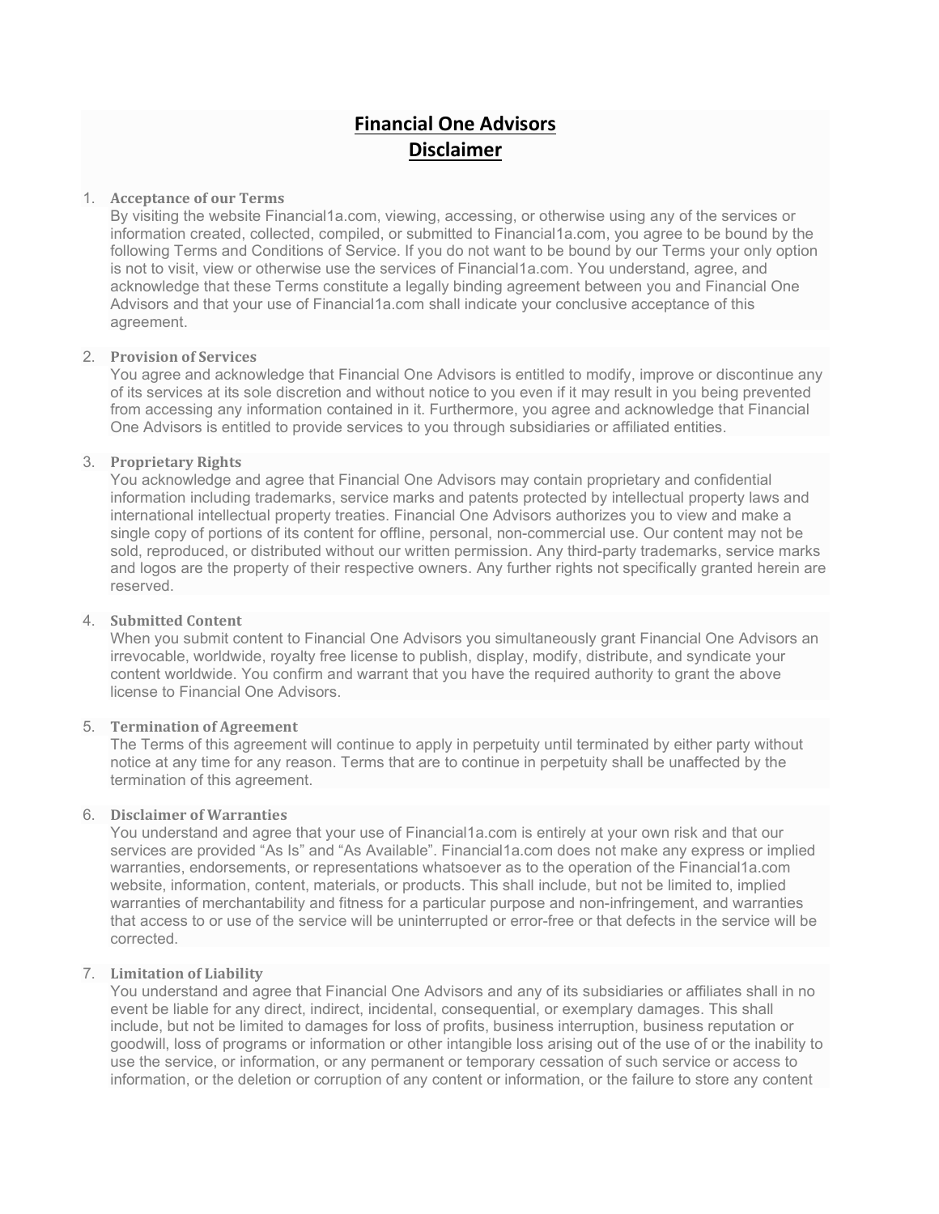# Financial One Advisors
# Disclaimer

1. **Acceptance of our Terms**
   By visiting the website Financial1a.com, viewing, accessing, or otherwise using any of the services or information created, collected, compiled, or submitted to Financial1a.com, you agree to be bound by the following Terms and Conditions of Service. If you do not want to be bound by our Terms your only option is not to visit, view or otherwise use the services of Financial1a.com. You understand, agree, and acknowledge that these Terms constitute a legally binding agreement between you and Financial One Advisors and that your use of Financial1a.com shall indicate your conclusive acceptance of this agreement.

2. **Provision of Services**
   You agree and acknowledge that Financial One Advisors is entitled to modify, improve or discontinue any of its services at its sole discretion and without notice to you even if it may result in you being prevented from accessing any information contained in it. Furthermore, you agree and acknowledge that Financial One Advisors is entitled to provide services to you through subsidiaries or affiliated entities.

3. **Proprietary Rights**
   You acknowledge and agree that Financial One Advisors may contain proprietary and confidential information including trademarks, service marks and patents protected by intellectual property laws and international intellectual property treaties. Financial One Advisors authorizes you to view and make a single copy of portions of its content for offline, personal, non-commercial use. Our content may not be sold, reproduced, or distributed without our written permission. Any third-party trademarks, service marks and logos are the property of their respective owners. Any further rights not specifically granted herein are reserved.

4. **Submitted Content**
   When you submit content to Financial One Advisors you simultaneously grant Financial One Advisors an irrevocable, worldwide, royalty free license to publish, display, modify, distribute, and syndicate your content worldwide. You confirm and warrant that you have the required authority to grant the above license to Financial One Advisors.

5. **Termination of Agreement**
   The Terms of this agreement will continue to apply in perpetuity until terminated by either party without notice at any time for any reason. Terms that are to continue in perpetuity shall be unaffected by the termination of this agreement.

6. **Disclaimer of Warranties**
   You understand and agree that your use of Financial1a.com is entirely at your own risk and that our services are provided "As Is" and "As Available". Financial1a.com does not make any express or implied warranties, endorsements, or representations whatsoever as to the operation of the Financial1a.com website, information, content, materials, or products. This shall include, but not be limited to, implied warranties of merchantability and fitness for a particular purpose and non-infringement, and warranties that access to or use of the service will be uninterrupted or error-free or that defects in the service will be corrected.

7. **Limitation of Liability**
   You understand and agree that Financial One Advisors and any of its subsidiaries or affiliates shall in no event be liable for any direct, indirect, incidental, consequential, or exemplary damages. This shall include, but not be limited to damages for loss of profits, business interruption, business reputation or goodwill, loss of programs or information or other intangible loss arising out of the use of or the inability to use the service, or information, or any permanent or temporary cessation of such service or access to information, or the deletion or corruption of any content or information, or the failure to store any content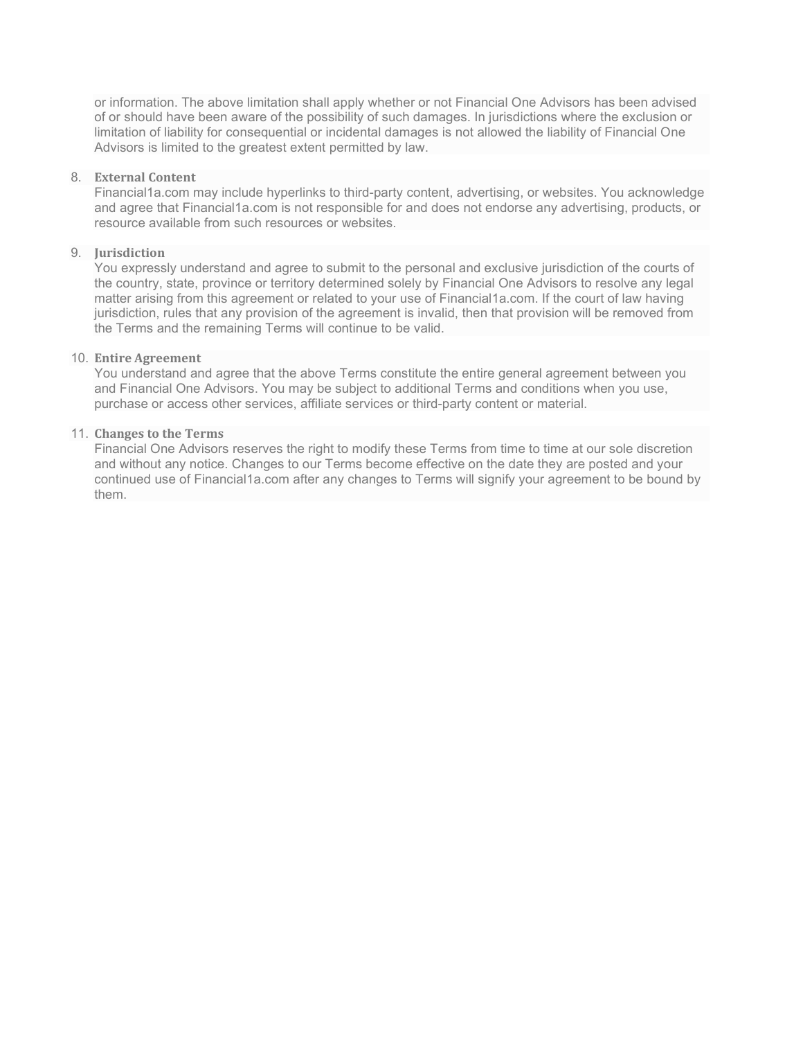or information. The above limitation shall apply whether or not Financial One Advisors has been advised of or should have been aware of the possibility of such damages. In jurisdictions where the exclusion or limitation of liability for consequential or incidental damages is not allowed the liability of Financial One Advisors is limited to the greatest extent permitted by law.

8. **External Content**
   Financial1a.com may include hyperlinks to third-party content, advertising, or websites. You acknowledge and agree that Financial1a.com is not responsible for and does not endorse any advertising, products, or resource available from such resources or websites.

9. **Jurisdiction**
   You expressly understand and agree to submit to the personal and exclusive jurisdiction of the courts of the country, state, province or territory determined solely by Financial One Advisors to resolve any legal matter arising from this agreement or related to your use of Financial1a.com. If the court of law having jurisdiction, rules that any provision of the agreement is invalid, then that provision will be removed from the Terms and the remaining Terms will continue to be valid.

10. **Entire Agreement**
    You understand and agree that the above Terms constitute the entire general agreement between you and Financial One Advisors. You may be subject to additional Terms and conditions when you use, purchase or access other services, affiliate services or third-party content or material.

11. **Changes to the Terms**
    Financial One Advisors reserves the right to modify these Terms from time to time at our sole discretion and without any notice. Changes to our Terms become effective on the date they are posted and your continued use of Financial1a.com after any changes to Terms will signify your agreement to be bound by them.